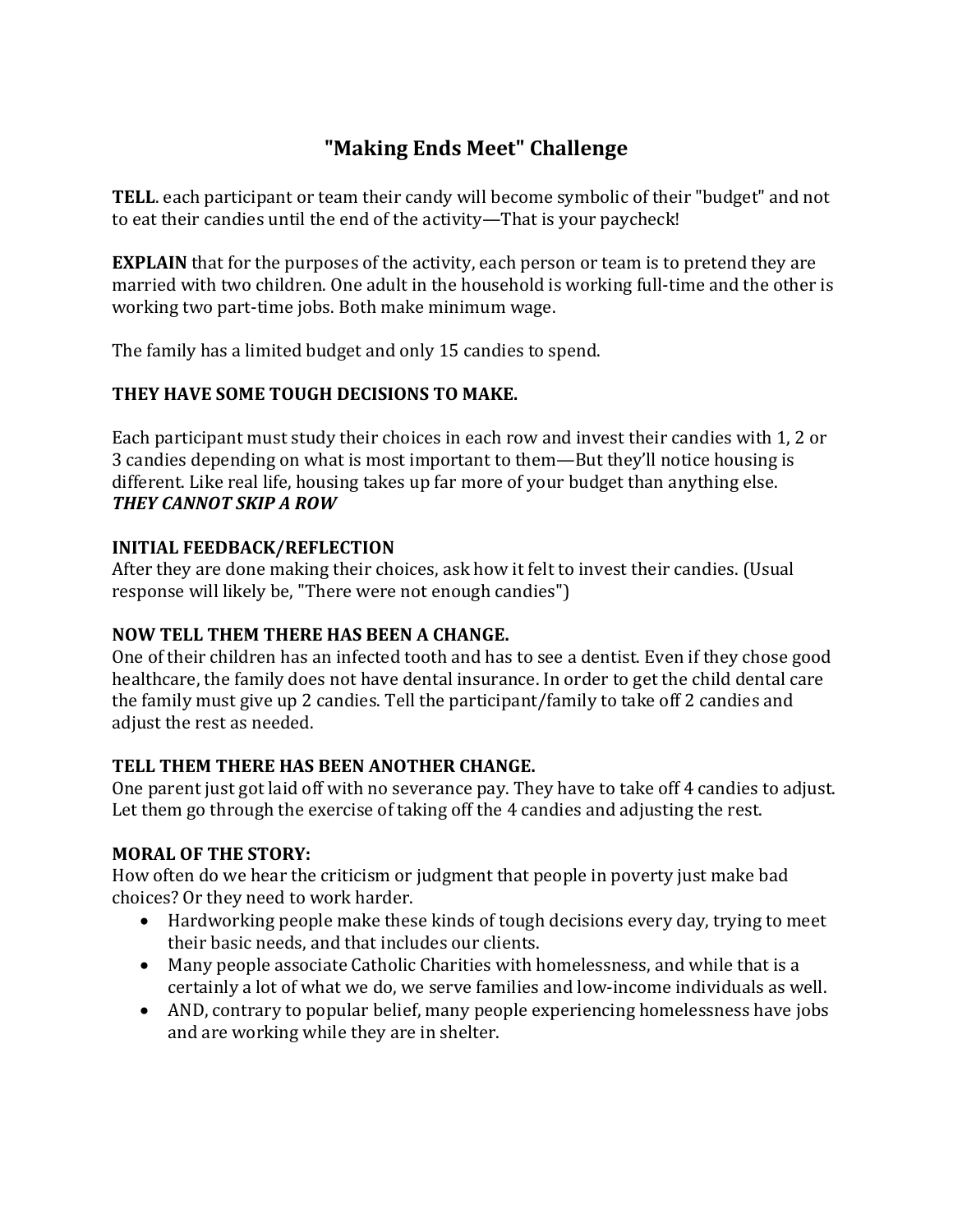# "Making Ends Meet" Challenge

**TELL**. each participant or team their candy will become symbolic of their "budget" and not to eat their candies until the end of the activity—That is your paycheck!

**EXPLAIN** that for the purposes of the activity, each person or team is to pretend they are married with two children. One adult in the household is working full-time and the other is working two part-time jobs. Both make minimum wage.

The family has a limited budget and only 15 candies to spend.

**THEY HAVE SOME TOUGH DECISIONS TO MAKE.**

Each participant must study their choices in each row and invest their candies with 1, 2 or 3 candies depending on what is most important to them—But they'll notice housing is different. Like real life, housing takes up far more of your budget than anything else. ***THEY CANNOT SKIP A ROW***

**INITIAL FEEDBACK/REFLECTION**
After they are done making their choices, ask how it felt to invest their candies. (Usual response will likely be, "There were not enough candies")

**NOW TELL THEM THERE HAS BEEN A CHANGE.**
One of their children has an infected tooth and has to see a dentist. Even if they chose good healthcare, the family does not have dental insurance. In order to get the child dental care the family must give up 2 candies. Tell the participant/family to take off 2 candies and adjust the rest as needed.

**TELL THEM THERE HAS BEEN ANOTHER CHANGE.**
One parent just got laid off with no severance pay. They have to take off 4 candies to adjust. Let them go through the exercise of taking off the 4 candies and adjusting the rest.

**MORAL OF THE STORY:**
How often do we hear the criticism or judgment that people in poverty just make bad choices? Or they need to work harder.

- Hardworking people make these kinds of tough decisions every day, trying to meet their basic needs, and that includes our clients.
- Many people associate Catholic Charities with homelessness, and while that is a certainly a lot of what we do, we serve families and low-income individuals as well.
- AND, contrary to popular belief, many people experiencing homelessness have jobs and are working while they are in shelter.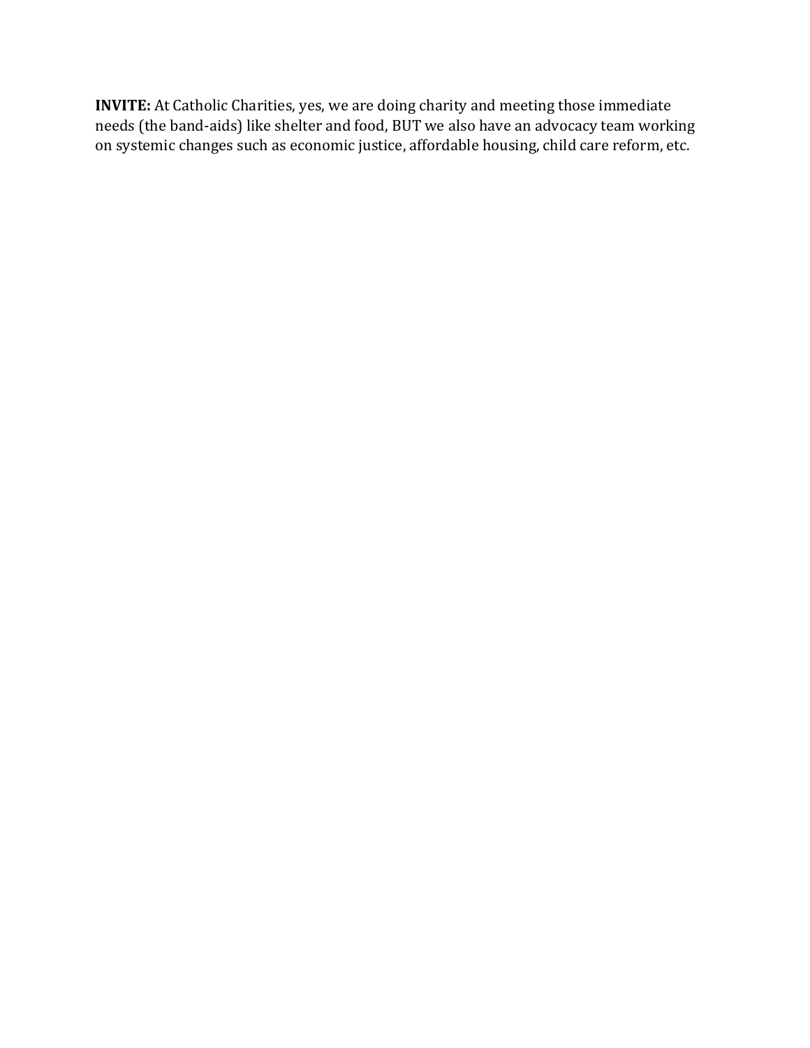**INVITE:** At Catholic Charities, yes, we are doing charity and meeting those immediate needs (the band-aids) like shelter and food, BUT we also have an advocacy team working on systemic changes such as economic justice, affordable housing, child care reform, etc.